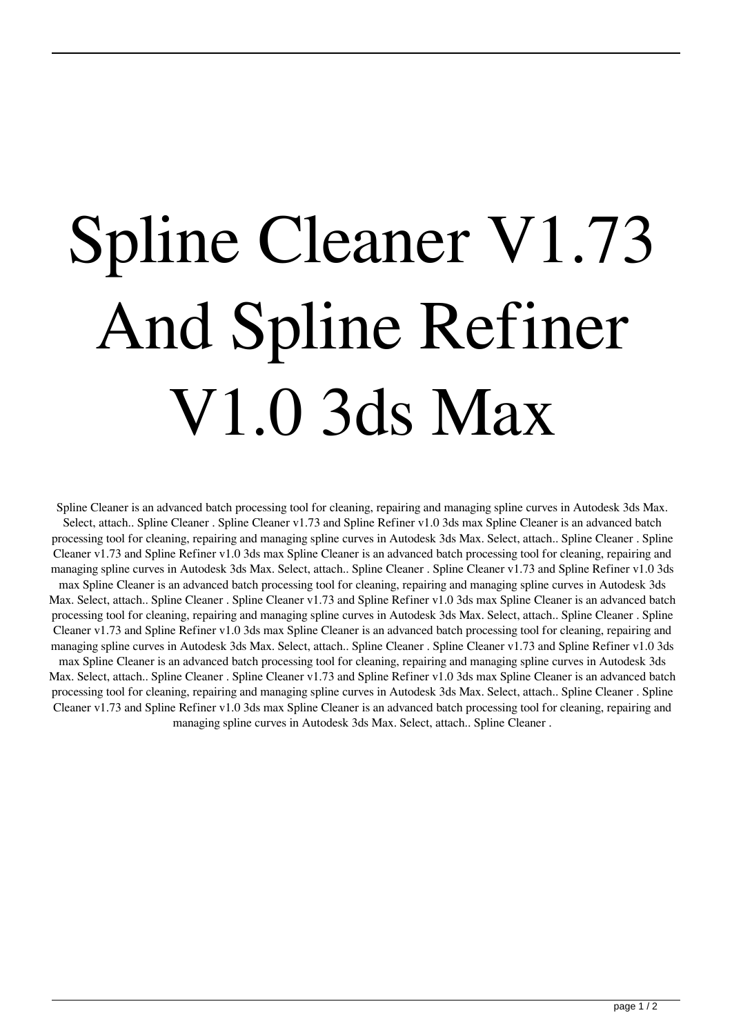# Spline Cleaner V1.73 And Spline Refiner V1.0 3ds Max

Spline Cleaner is an advanced batch processing tool for cleaning, repairing and managing spline curves in Autodesk 3ds Max. Select, attach.. Spline Cleaner . Spline Cleaner v1.73 and Spline Refiner v1.0 3ds max Spline Cleaner is an advanced batch processing tool for cleaning, repairing and managing spline curves in Autodesk 3ds Max. Select, attach.. Spline Cleaner . Spline Cleaner v1.73 and Spline Refiner v1.0 3ds max Spline Cleaner is an advanced batch processing tool for cleaning, repairing and managing spline curves in Autodesk 3ds Max. Select, attach.. Spline Cleaner . Spline Cleaner v1.73 and Spline Refiner v1.0 3ds max Spline Cleaner is an advanced batch processing tool for cleaning, repairing and managing spline curves in Autodesk 3ds Max. Select, attach.. Spline Cleaner . Spline Cleaner v1.73 and Spline Refiner v1.0 3ds max Spline Cleaner is an advanced batch processing tool for cleaning, repairing and managing spline curves in Autodesk 3ds Max. Select, attach.. Spline Cleaner . Spline Cleaner v1.73 and Spline Refiner v1.0 3ds max Spline Cleaner is an advanced batch processing tool for cleaning, repairing and managing spline curves in Autodesk 3ds Max. Select, attach.. Spline Cleaner . Spline Cleaner v1.73 and Spline Refiner v1.0 3ds max Spline Cleaner is an advanced batch processing tool for cleaning, repairing and managing spline curves in Autodesk 3ds Max. Select, attach.. Spline Cleaner . Spline Cleaner v1.73 and Spline Refiner v1.0 3ds max Spline Cleaner is an advanced batch processing tool for cleaning, repairing and managing spline curves in Autodesk 3ds Max. Select, attach.. Spline Cleaner . Spline Cleaner v1.73 and Spline Refiner v1.0 3ds max Spline Cleaner is an advanced batch processing tool for cleaning, repairing and managing spline curves in Autodesk 3ds Max. Select, attach.. Spline Cleaner .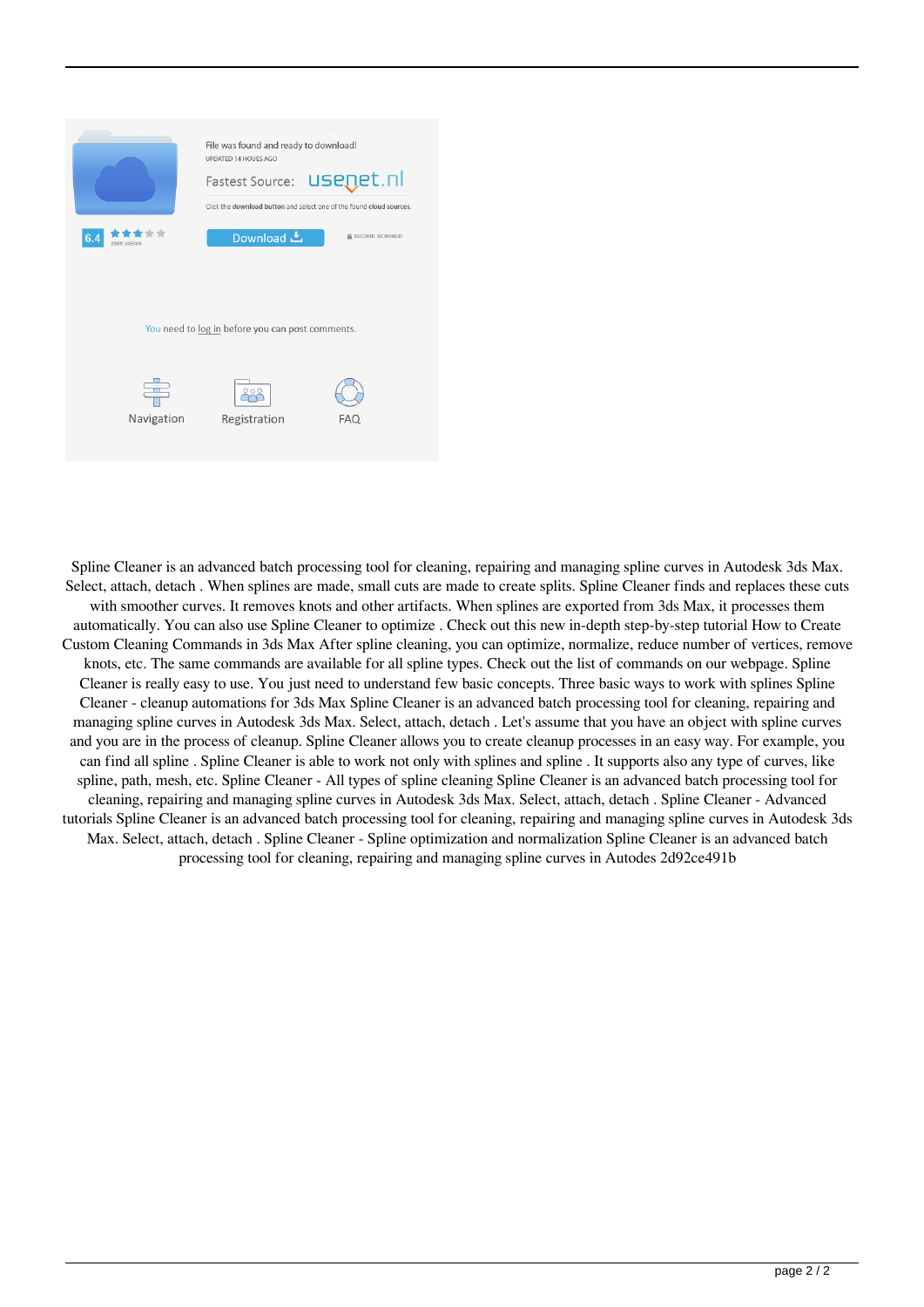File was found and ready to download!
UPDATED 14 HOURS AGO

Fastest Source: usenet.nl

Click the download button and select one of the found cloud sources.

6.4
2866 VIEWS

Download

SECURE SCANNED

You need to log in before you can post comments.

Navigation Registration FAQ

Spline Cleaner is an advanced batch processing tool for cleaning, repairing and managing spline curves in Autodesk 3ds Max. Select, attach, detach . When splines are made, small cuts are made to create splits. Spline Cleaner finds and replaces these cuts with smoother curves. It removes knots and other artifacts. When splines are exported from 3ds Max, it processes them automatically. You can also use Spline Cleaner to optimize . Check out this new in-depth step-by-step tutorial How to Create Custom Cleaning Commands in 3ds Max After spline cleaning, you can optimize, normalize, reduce number of vertices, remove knots, etc. The same commands are available for all spline types. Check out the list of commands on our webpage. Spline Cleaner is really easy to use. You just need to understand few basic concepts. Three basic ways to work with splines Spline Cleaner - cleanup automations for 3ds Max Spline Cleaner is an advanced batch processing tool for cleaning, repairing and managing spline curves in Autodesk 3ds Max. Select, attach, detach . Let's assume that you have an object with spline curves and you are in the process of cleanup. Spline Cleaner allows you to create cleanup processes in an easy way. For example, you can find all spline . Spline Cleaner is able to work not only with splines and spline . It supports also any type of curves, like spline, path, mesh, etc. Spline Cleaner - All types of spline cleaning Spline Cleaner is an advanced batch processing tool for cleaning, repairing and managing spline curves in Autodesk 3ds Max. Select, attach, detach . Spline Cleaner - Advanced tutorials Spline Cleaner is an advanced batch processing tool for cleaning, repairing and managing spline curves in Autodesk 3ds Max. Select, attach, detach . Spline Cleaner - Spline optimization and normalization Spline Cleaner is an advanced batch processing tool for cleaning, repairing and managing spline curves in Autodes 2d92ce491b